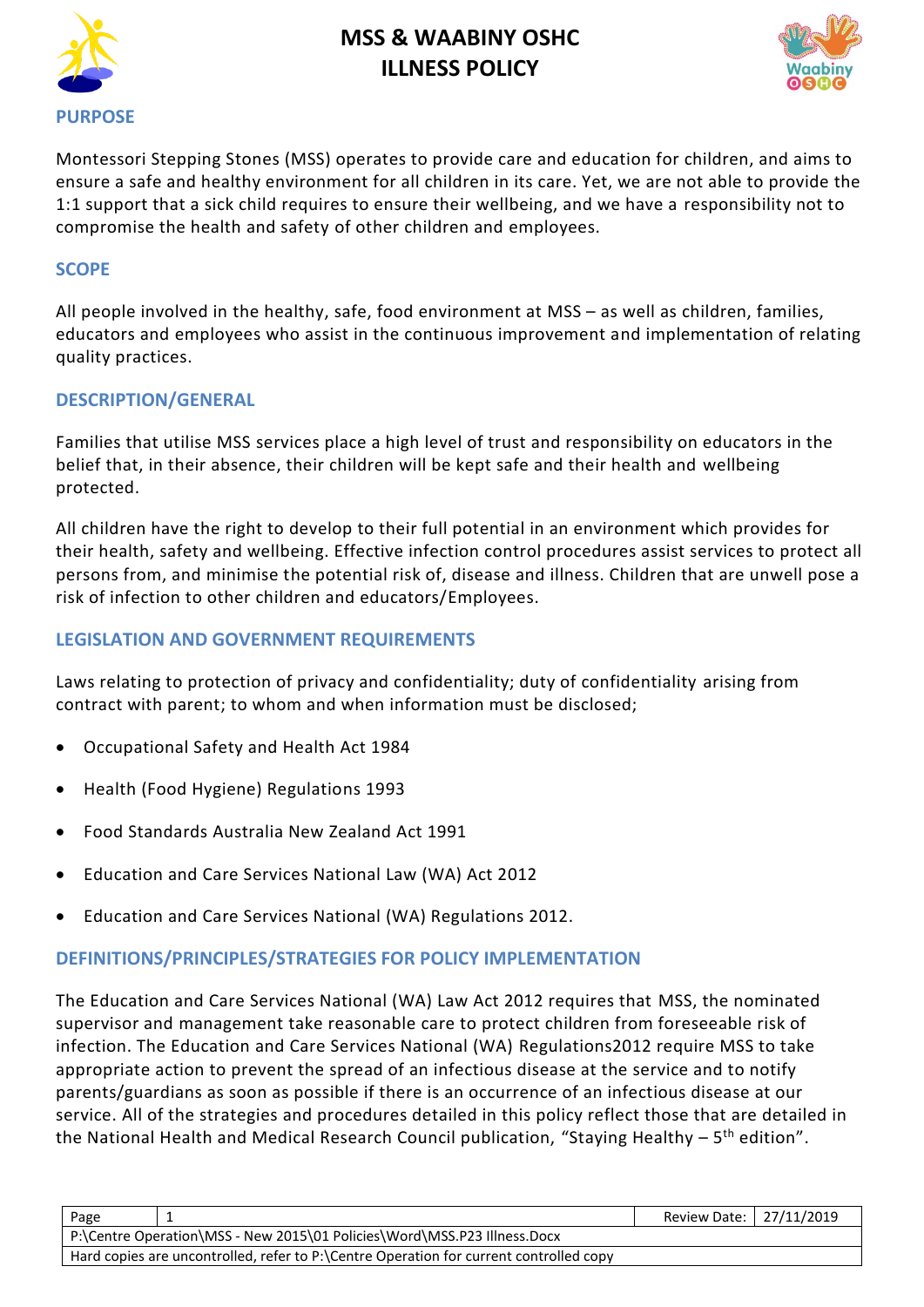# MSS & WAABINY OSHC
# ILLNESS POLICY

## PURPOSE

Montessori Stepping Stones (MSS) operates to provide care and education for children, and aims to ensure a safe and healthy environment for all children in its care. Yet, we are not able to provide the 1:1 support that a sick child requires to ensure their wellbeing, and we have a responsibility not to compromise the health and safety of other children and employees.

## SCOPE

All people involved in the healthy, safe, food environment at MSS – as well as children, families, educators and employees who assist in the continuous improvement and implementation of relating quality practices.

## DESCRIPTION/GENERAL

Families that utilise MSS services place a high level of trust and responsibility on educators in the belief that, in their absence, their children will be kept safe and their health and wellbeing protected.

All children have the right to develop to their full potential in an environment which provides for their health, safety and wellbeing. Effective infection control procedures assist services to protect all persons from, and minimise the potential risk of, disease and illness. Children that are unwell pose a risk of infection to other children and educators/Employees.

## LEGISLATION AND GOVERNMENT REQUIREMENTS

Laws relating to protection of privacy and confidentiality; duty of confidentiality arising from contract with parent; to whom and when information must be disclosed;

- Occupational Safety and Health Act 1984
- Health (Food Hygiene) Regulations 1993
- Food Standards Australia New Zealand Act 1991
- Education and Care Services National Law (WA) Act 2012
- Education and Care Services National (WA) Regulations 2012.

## DEFINITIONS/PRINCIPLES/STRATEGIES FOR POLICY IMPLEMENTATION

The Education and Care Services National (WA) Law Act 2012 requires that MSS, the nominated supervisor and management take reasonable care to protect children from foreseeable risk of infection. The Education and Care Services National (WA) Regulations2012 require MSS to take appropriate action to prevent the spread of an infectious disease at the service and to notify parents/guardians as soon as possible if there is an occurrence of an infectious disease at our service. All of the strategies and procedures detailed in this policy reflect those that are detailed in the National Health and Medical Research Council publication, "Staying Healthy – 5th edition".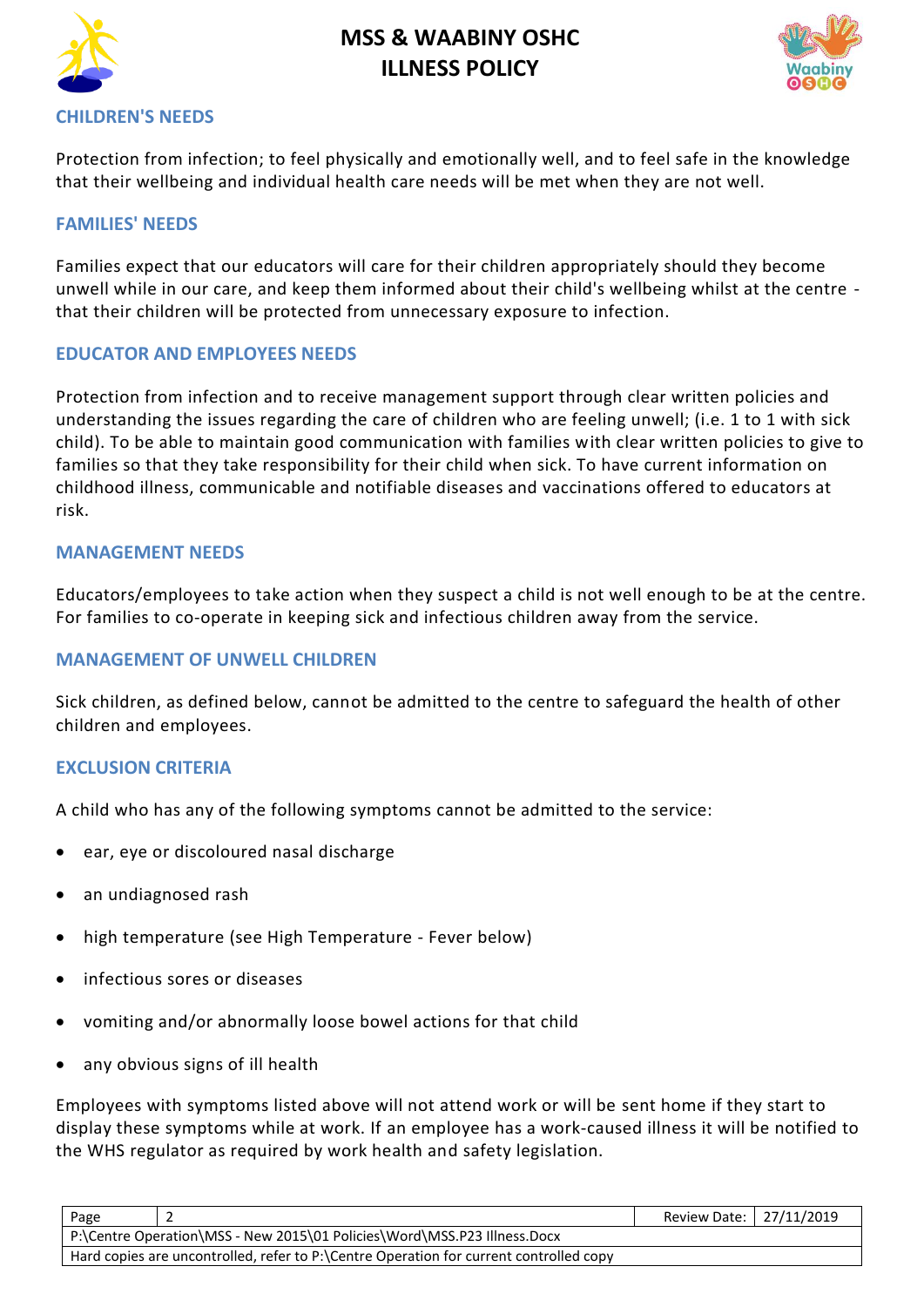## CHILDREN'S NEEDS

Protection from infection; to feel physically and emotionally well, and to feel safe in the knowledge that their wellbeing and individual health care needs will be met when they are not well.

## FAMILIES' NEEDS

Families expect that our educators will care for their children appropriately should they become unwell while in our care, and keep them informed about their child's wellbeing whilst at the centre - that their children will be protected from unnecessary exposure to infection.

## EDUCATOR AND EMPLOYEES NEEDS

Protection from infection and to receive management support through clear written policies and understanding the issues regarding the care of children who are feeling unwell; (i.e. 1 to 1 with sick child). To be able to maintain good communication with families with clear written policies to give to families so that they take responsibility for their child when sick. To have current information on childhood illness, communicable and notifiable diseases and vaccinations offered to educators at risk.

## MANAGEMENT NEEDS

Educators/employees to take action when they suspect a child is not well enough to be at the centre. For families to co-operate in keeping sick and infectious children away from the service.

## MANAGEMENT OF UNWELL CHILDREN

Sick children, as defined below, cannot be admitted to the centre to safeguard the health of other children and employees.

## EXCLUSION CRITERIA

A child who has any of the following symptoms cannot be admitted to the service:

- ear, eye or discoloured nasal discharge
- an undiagnosed rash
- high temperature (see High Temperature - Fever below)
- infectious sores or diseases
- vomiting and/or abnormally loose bowel actions for that child
- any obvious signs of ill health

Employees with symptoms listed above will not attend work or will be sent home if they start to display these symptoms while at work. If an employee has a work-caused illness it will be notified to the WHS regulator as required by work health and safety legislation.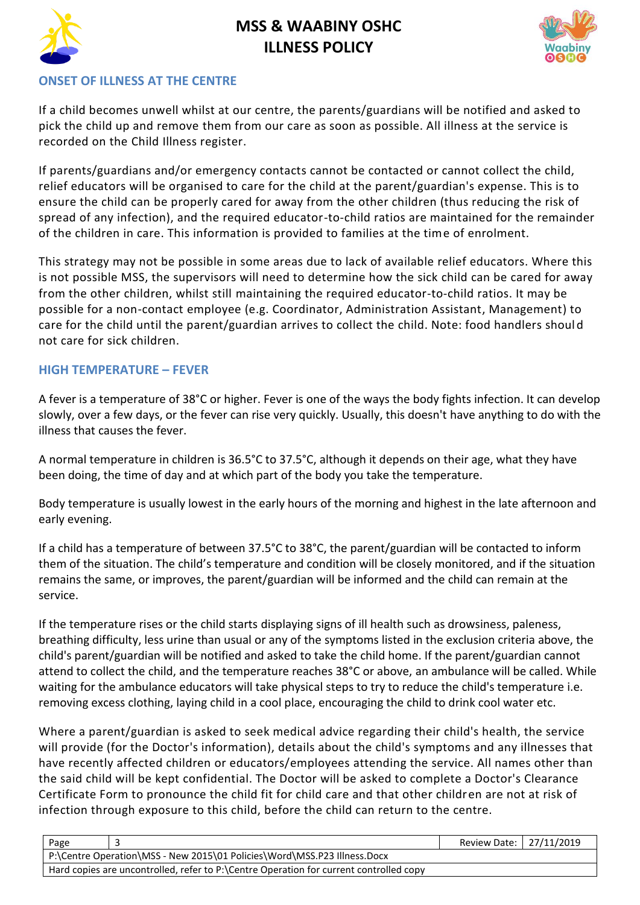## ONSET OF ILLNESS AT THE CENTRE

If a child becomes unwell whilst at our centre, the parents/guardians will be notified and asked to pick the child up and remove them from our care as soon as possible. All illness at the service is recorded on the Child Illness register.

If parents/guardians and/or emergency contacts cannot be contacted or cannot collect the child, relief educators will be organised to care for the child at the parent/guardian's expense. This is to ensure the child can be properly cared for away from the other children (thus reducing the risk of spread of any infection), and the required educator-to-child ratios are maintained for the remainder of the children in care. This information is provided to families at the time of enrolment.

This strategy may not be possible in some areas due to lack of available relief educators. Where this is not possible MSS, the supervisors will need to determine how the sick child can be cared for away from the other children, whilst still maintaining the required educator-to-child ratios. It may be possible for a non-contact employee (e.g. Coordinator, Administration Assistant, Management) to care for the child until the parent/guardian arrives to collect the child. Note: food handlers should not care for sick children.

## HIGH TEMPERATURE – FEVER

A fever is a temperature of 38°C or higher. Fever is one of the ways the body fights infection. It can develop slowly, over a few days, or the fever can rise very quickly. Usually, this doesn't have anything to do with the illness that causes the fever.

A normal temperature in children is 36.5°C to 37.5°C, although it depends on their age, what they have been doing, the time of day and at which part of the body you take the temperature.

Body temperature is usually lowest in the early hours of the morning and highest in the late afternoon and early evening.

If a child has a temperature of between 37.5°C to 38°C, the parent/guardian will be contacted to inform them of the situation. The child's temperature and condition will be closely monitored, and if the situation remains the same, or improves, the parent/guardian will be informed and the child can remain at the service.

If the temperature rises or the child starts displaying signs of ill health such as drowsiness, paleness, breathing difficulty, less urine than usual or any of the symptoms listed in the exclusion criteria above, the child's parent/guardian will be notified and asked to take the child home. If the parent/guardian cannot attend to collect the child, and the temperature reaches 38°C or above, an ambulance will be called. While waiting for the ambulance educators will take physical steps to try to reduce the child's temperature i.e. removing excess clothing, laying child in a cool place, encouraging the child to drink cool water etc.

Where a parent/guardian is asked to seek medical advice regarding their child's health, the service will provide (for the Doctor's information), details about the child's symptoms and any illnesses that have recently affected children or educators/employees attending the service. All names other than the said child will be kept confidential. The Doctor will be asked to complete a Doctor's Clearance Certificate Form to pronounce the child fit for child care and that other children are not at risk of infection through exposure to this child, before the child can return to the centre.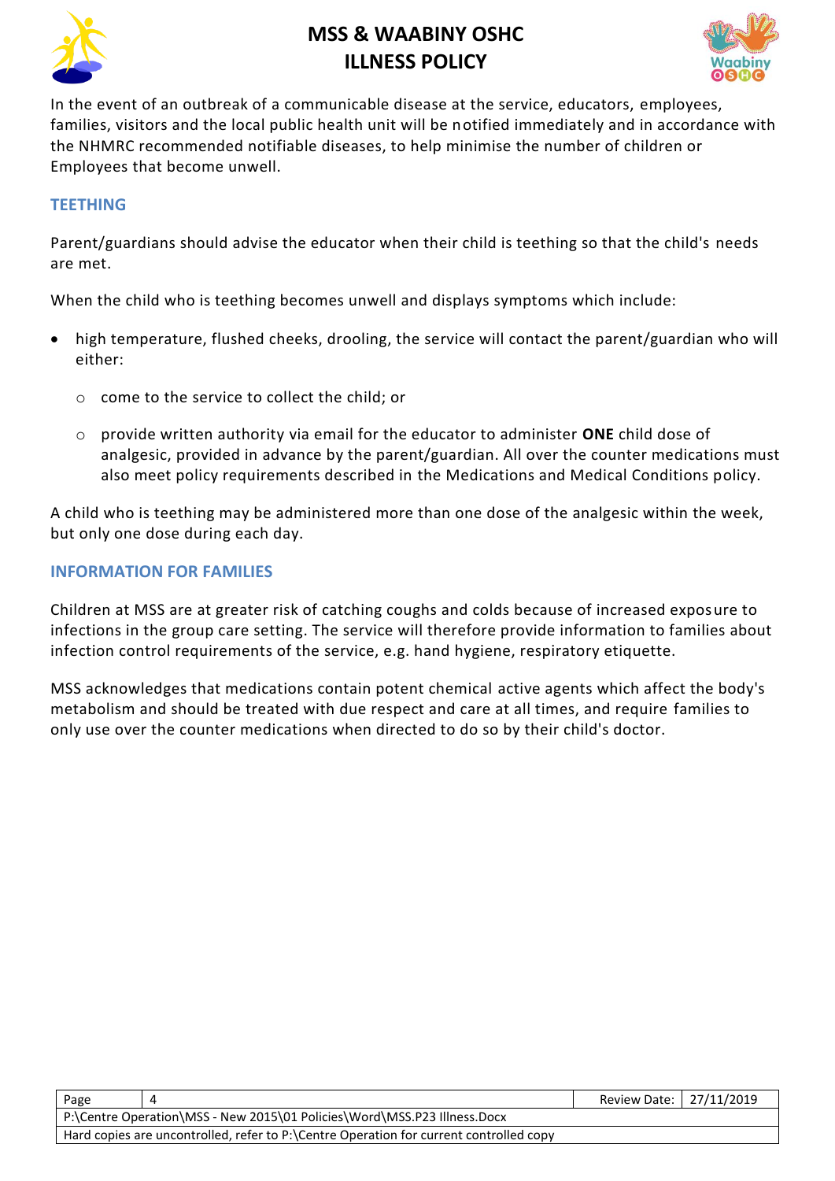In the event of an outbreak of a communicable disease at the service, educators, employees, families, visitors and the local public health unit will be notified immediately and in accordance with the NHMRC recommended notifiable diseases, to help minimise the number of children or Employees that become unwell.

## TEETHING

Parent/guardians should advise the educator when their child is teething so that the child's needs are met.

When the child who is teething becomes unwell and displays symptoms which include:

- high temperature, flushed cheeks, drooling, the service will contact the parent/guardian who will either:
  - come to the service to collect the child; or
  - provide written authority via email for the educator to administer **ONE** child dose of analgesic, provided in advance by the parent/guardian. All over the counter medications must also meet policy requirements described in the Medications and Medical Conditions policy.

A child who is teething may be administered more than one dose of the analgesic within the week, but only one dose during each day.

## INFORMATION FOR FAMILIES

Children at MSS are at greater risk of catching coughs and colds because of increased exposure to infections in the group care setting. The service will therefore provide information to families about infection control requirements of the service, e.g. hand hygiene, respiratory etiquette.

MSS acknowledges that medications contain potent chemical active agents which affect the body's metabolism and should be treated with due respect and care at all times, and require families to only use over the counter medications when directed to do so by their child's doctor.